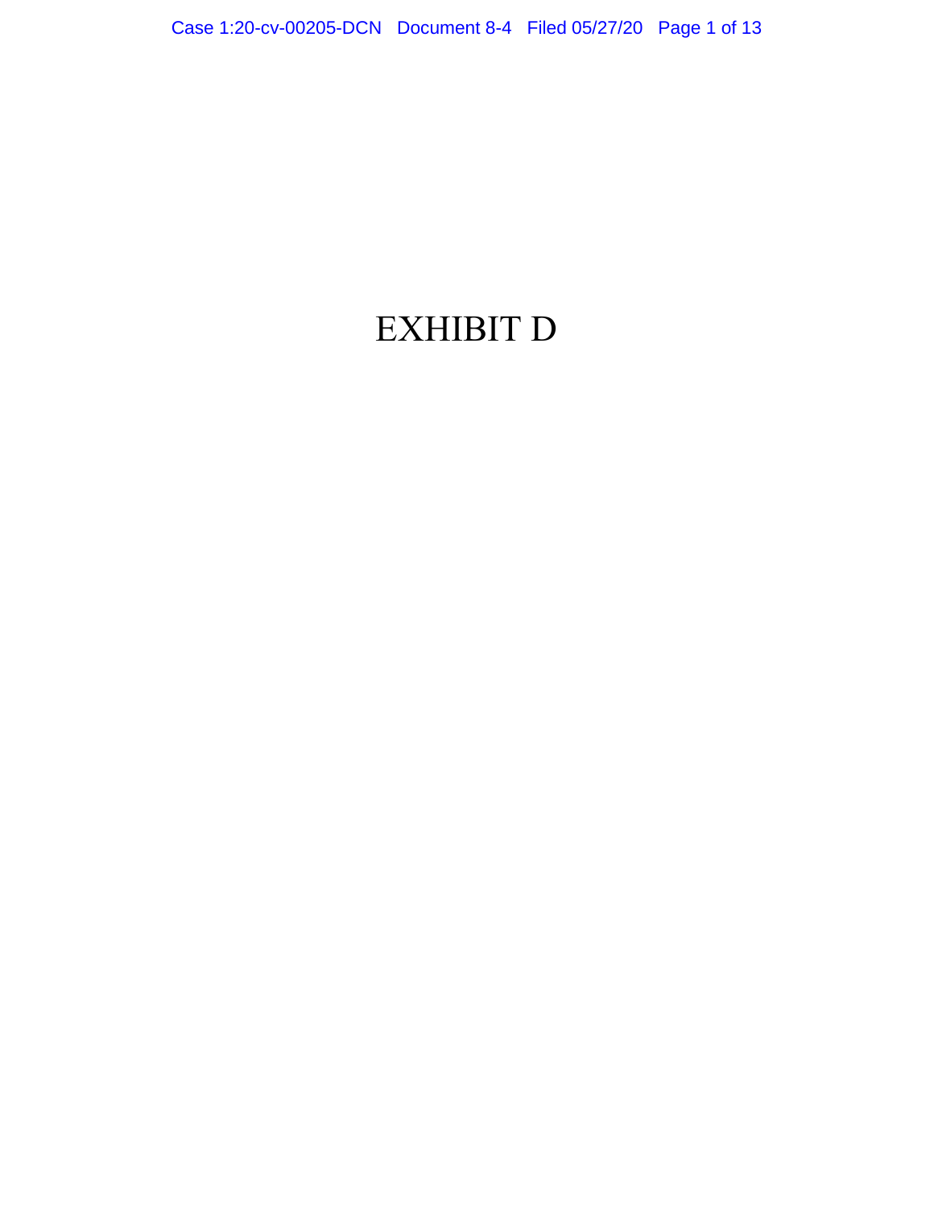# EXHIBIT D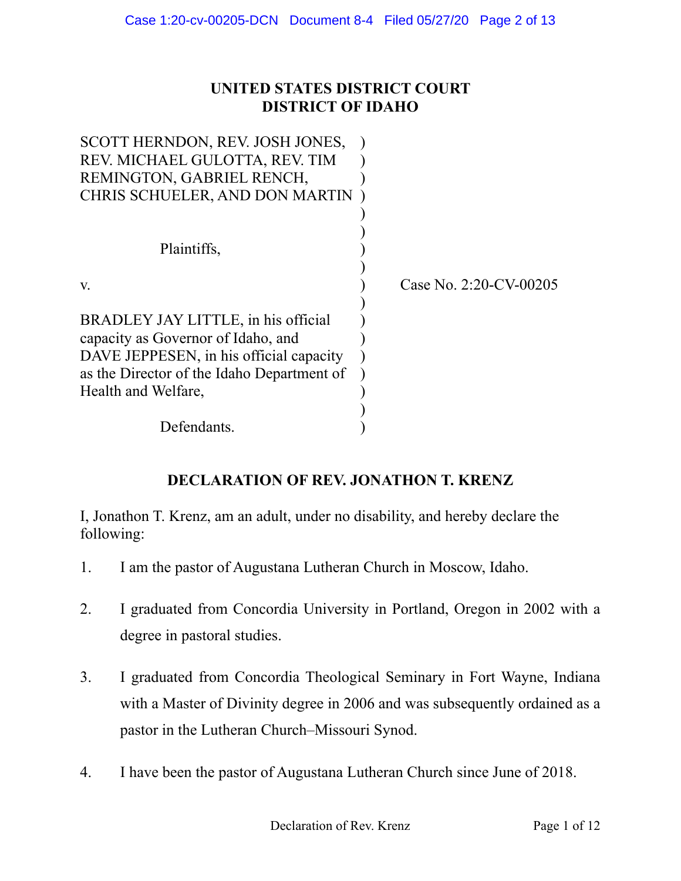**UNITED STATES DISTRICT COURT**
**DISTRICT OF IDAHO**

| | | |
|---|---|---|
| SCOTT HERNDON, REV. JOSH JONES, REV. MICHAEL GULOTTA, REV. TIM REMINGTON, GABRIEL RENCH, CHRIS SCHUELER, AND DON MARTIN | ) | |
| Plaintiffs, | ) | |
| v. | ) | Case No. 2:20-CV-00205 |
| BRADLEY JAY LITTLE, in his official capacity as Governor of Idaho, and DAVE JEPPESEN, in his official capacity as the Director of the Idaho Department of Health and Welfare, | ) | |
| Defendants. | ) | |

**DECLARATION OF REV. JONATHON T. KRENZ**

I, Jonathon T. Krenz, am an adult, under no disability, and hereby declare the following:

1. I am the pastor of Augustana Lutheran Church in Moscow, Idaho.

2. I graduated from Concordia University in Portland, Oregon in 2002 with a degree in pastoral studies.

3. I graduated from Concordia Theological Seminary in Fort Wayne, Indiana with a Master of Divinity degree in 2006 and was subsequently ordained as a pastor in the Lutheran Church–Missouri Synod.

4. I have been the pastor of Augustana Lutheran Church since June of 2018.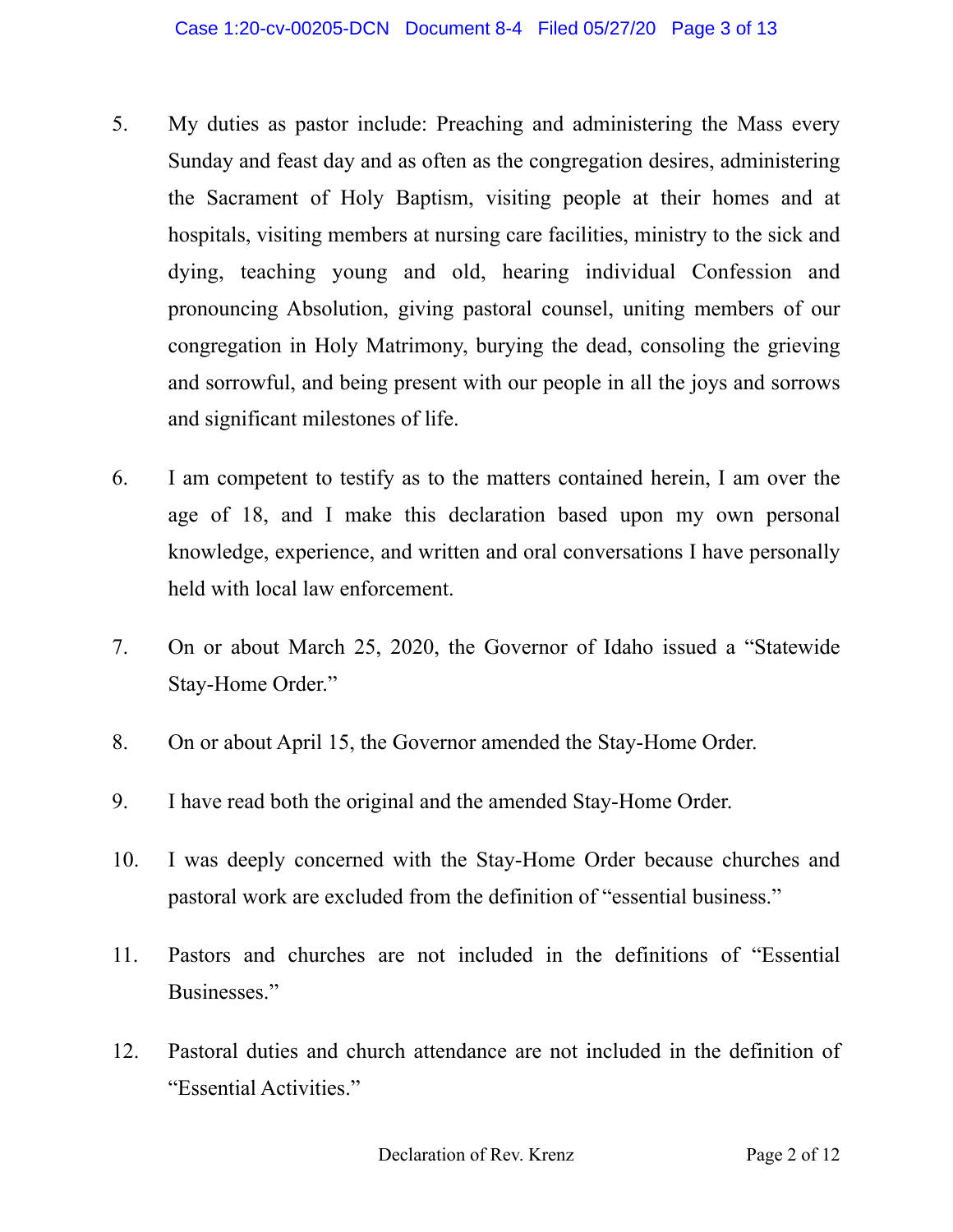5. My duties as pastor include: Preaching and administering the Mass every Sunday and feast day and as often as the congregation desires, administering the Sacrament of Holy Baptism, visiting people at their homes and at hospitals, visiting members at nursing care facilities, ministry to the sick and dying, teaching young and old, hearing individual Confession and pronouncing Absolution, giving pastoral counsel, uniting members of our congregation in Holy Matrimony, burying the dead, consoling the grieving and sorrowful, and being present with our people in all the joys and sorrows and significant milestones of life.

6. I am competent to testify as to the matters contained herein, I am over the age of 18, and I make this declaration based upon my own personal knowledge, experience, and written and oral conversations I have personally held with local law enforcement.

7. On or about March 25, 2020, the Governor of Idaho issued a "Statewide Stay-Home Order."

8. On or about April 15, the Governor amended the Stay-Home Order.

9. I have read both the original and the amended Stay-Home Order.

10. I was deeply concerned with the Stay-Home Order because churches and pastoral work are excluded from the definition of "essential business."

11. Pastors and churches are not included in the definitions of "Essential Businesses."

12. Pastoral duties and church attendance are not included in the definition of "Essential Activities."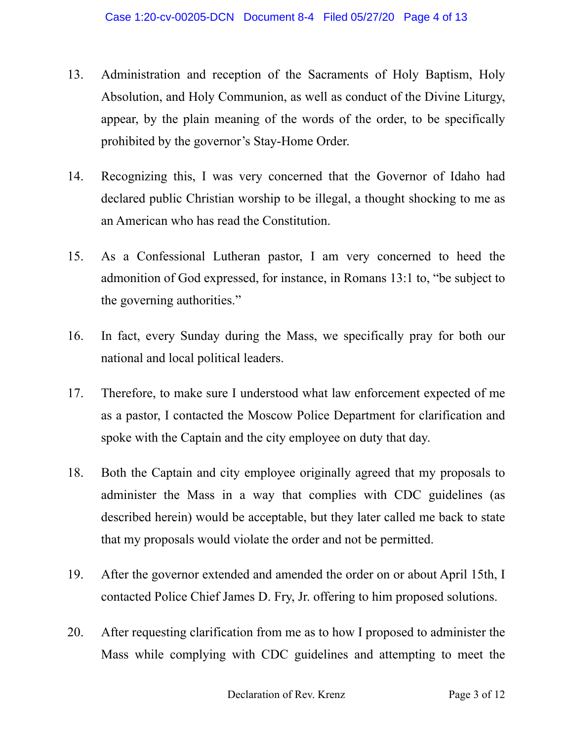13. Administration and reception of the Sacraments of Holy Baptism, Holy Absolution, and Holy Communion, as well as conduct of the Divine Liturgy, appear, by the plain meaning of the words of the order, to be specifically prohibited by the governor's Stay-Home Order.

14. Recognizing this, I was very concerned that the Governor of Idaho had declared public Christian worship to be illegal, a thought shocking to me as an American who has read the Constitution.

15. As a Confessional Lutheran pastor, I am very concerned to heed the admonition of God expressed, for instance, in Romans 13:1 to, "be subject to the governing authorities."

16. In fact, every Sunday during the Mass, we specifically pray for both our national and local political leaders.

17. Therefore, to make sure I understood what law enforcement expected of me as a pastor, I contacted the Moscow Police Department for clarification and spoke with the Captain and the city employee on duty that day.

18. Both the Captain and city employee originally agreed that my proposals to administer the Mass in a way that complies with CDC guidelines (as described herein) would be acceptable, but they later called me back to state that my proposals would violate the order and not be permitted.

19. After the governor extended and amended the order on or about April 15th, I contacted Police Chief James D. Fry, Jr. offering to him proposed solutions.

20. After requesting clarification from me as to how I proposed to administer the Mass while complying with CDC guidelines and attempting to meet the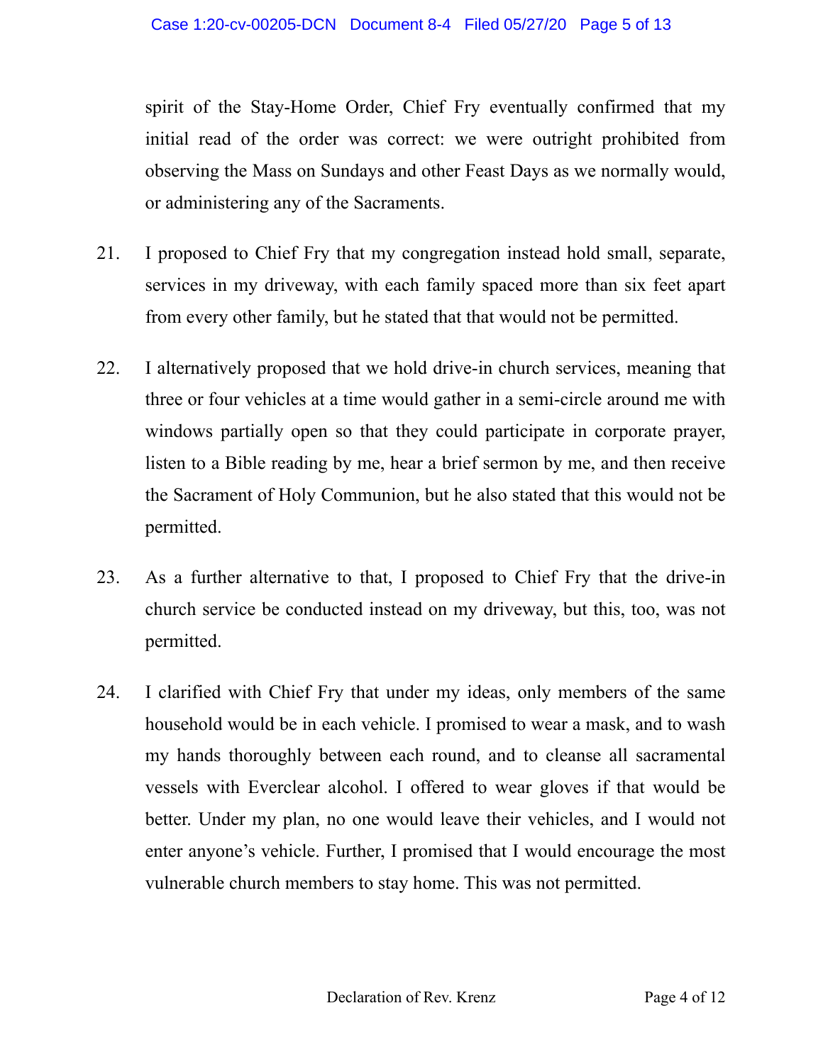spirit of the Stay-Home Order, Chief Fry eventually confirmed that my initial read of the order was correct: we were outright prohibited from observing the Mass on Sundays and other Feast Days as we normally would, or administering any of the Sacraments.

21. I proposed to Chief Fry that my congregation instead hold small, separate, services in my driveway, with each family spaced more than six feet apart from every other family, but he stated that that would not be permitted.

22. I alternatively proposed that we hold drive-in church services, meaning that three or four vehicles at a time would gather in a semi-circle around me with windows partially open so that they could participate in corporate prayer, listen to a Bible reading by me, hear a brief sermon by me, and then receive the Sacrament of Holy Communion, but he also stated that this would not be permitted.

23. As a further alternative to that, I proposed to Chief Fry that the drive-in church service be conducted instead on my driveway, but this, too, was not permitted.

24. I clarified with Chief Fry that under my ideas, only members of the same household would be in each vehicle. I promised to wear a mask, and to wash my hands thoroughly between each round, and to cleanse all sacramental vessels with Everclear alcohol. I offered to wear gloves if that would be better. Under my plan, no one would leave their vehicles, and I would not enter anyone's vehicle. Further, I promised that I would encourage the most vulnerable church members to stay home. This was not permitted.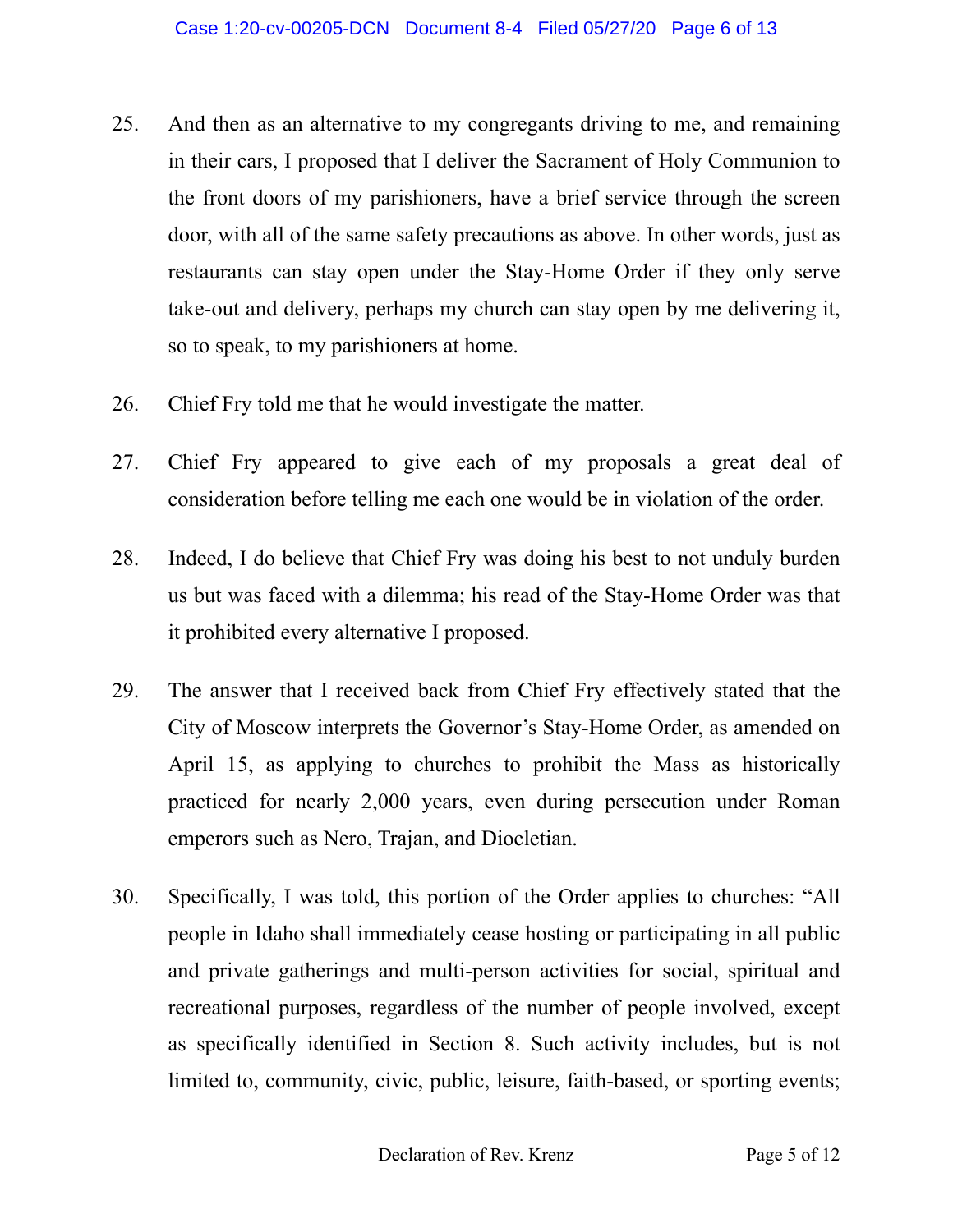25. And then as an alternative to my congregants driving to me, and remaining in their cars, I proposed that I deliver the Sacrament of Holy Communion to the front doors of my parishioners, have a brief service through the screen door, with all of the same safety precautions as above. In other words, just as restaurants can stay open under the Stay-Home Order if they only serve take-out and delivery, perhaps my church can stay open by me delivering it, so to speak, to my parishioners at home.

26. Chief Fry told me that he would investigate the matter.

27. Chief Fry appeared to give each of my proposals a great deal of consideration before telling me each one would be in violation of the order.

28. Indeed, I do believe that Chief Fry was doing his best to not unduly burden us but was faced with a dilemma; his read of the Stay-Home Order was that it prohibited every alternative I proposed.

29. The answer that I received back from Chief Fry effectively stated that the City of Moscow interprets the Governor's Stay-Home Order, as amended on April 15, as applying to churches to prohibit the Mass as historically practiced for nearly 2,000 years, even during persecution under Roman emperors such as Nero, Trajan, and Diocletian.

30. Specifically, I was told, this portion of the Order applies to churches: "All people in Idaho shall immediately cease hosting or participating in all public and private gatherings and multi-person activities for social, spiritual and recreational purposes, regardless of the number of people involved, except as specifically identified in Section 8. Such activity includes, but is not limited to, community, civic, public, leisure, faith-based, or sporting events;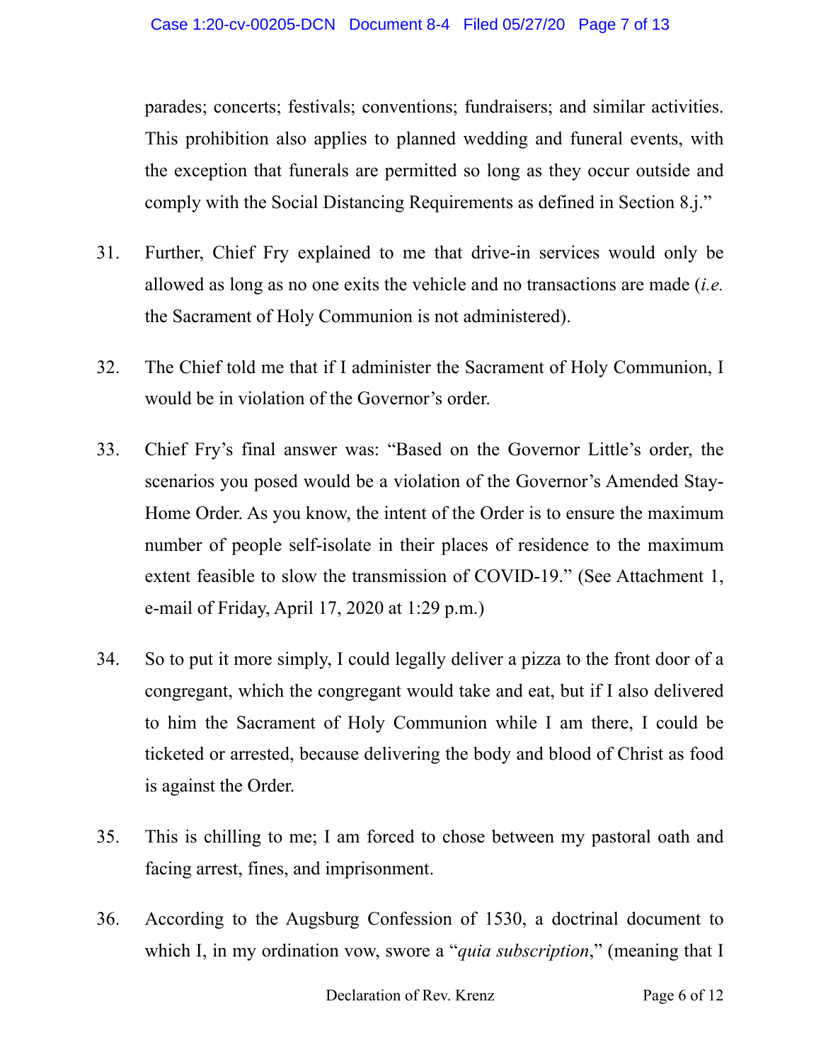parades; concerts; festivals; conventions; fundraisers; and similar activities. This prohibition also applies to planned wedding and funeral events, with the exception that funerals are permitted so long as they occur outside and comply with the Social Distancing Requirements as defined in Section 8.j."

31. Further, Chief Fry explained to me that drive-in services would only be allowed as long as no one exits the vehicle and no transactions are made (*i.e.* the Sacrament of Holy Communion is not administered).

32. The Chief told me that if I administer the Sacrament of Holy Communion, I would be in violation of the Governor's order.

33. Chief Fry's final answer was: "Based on the Governor Little's order, the scenarios you posed would be a violation of the Governor's Amended Stay-Home Order. As you know, the intent of the Order is to ensure the maximum number of people self-isolate in their places of residence to the maximum extent feasible to slow the transmission of COVID-19." (See Attachment 1, e-mail of Friday, April 17, 2020 at 1:29 p.m.)

34. So to put it more simply, I could legally deliver a pizza to the front door of a congregant, which the congregant would take and eat, but if I also delivered to him the Sacrament of Holy Communion while I am there, I could be ticketed or arrested, because delivering the body and blood of Christ as food is against the Order.

35. This is chilling to me; I am forced to chose between my pastoral oath and facing arrest, fines, and imprisonment.

36. According to the Augsburg Confession of 1530, a doctrinal document to which I, in my ordination vow, swore a "*quia subscription*," (meaning that I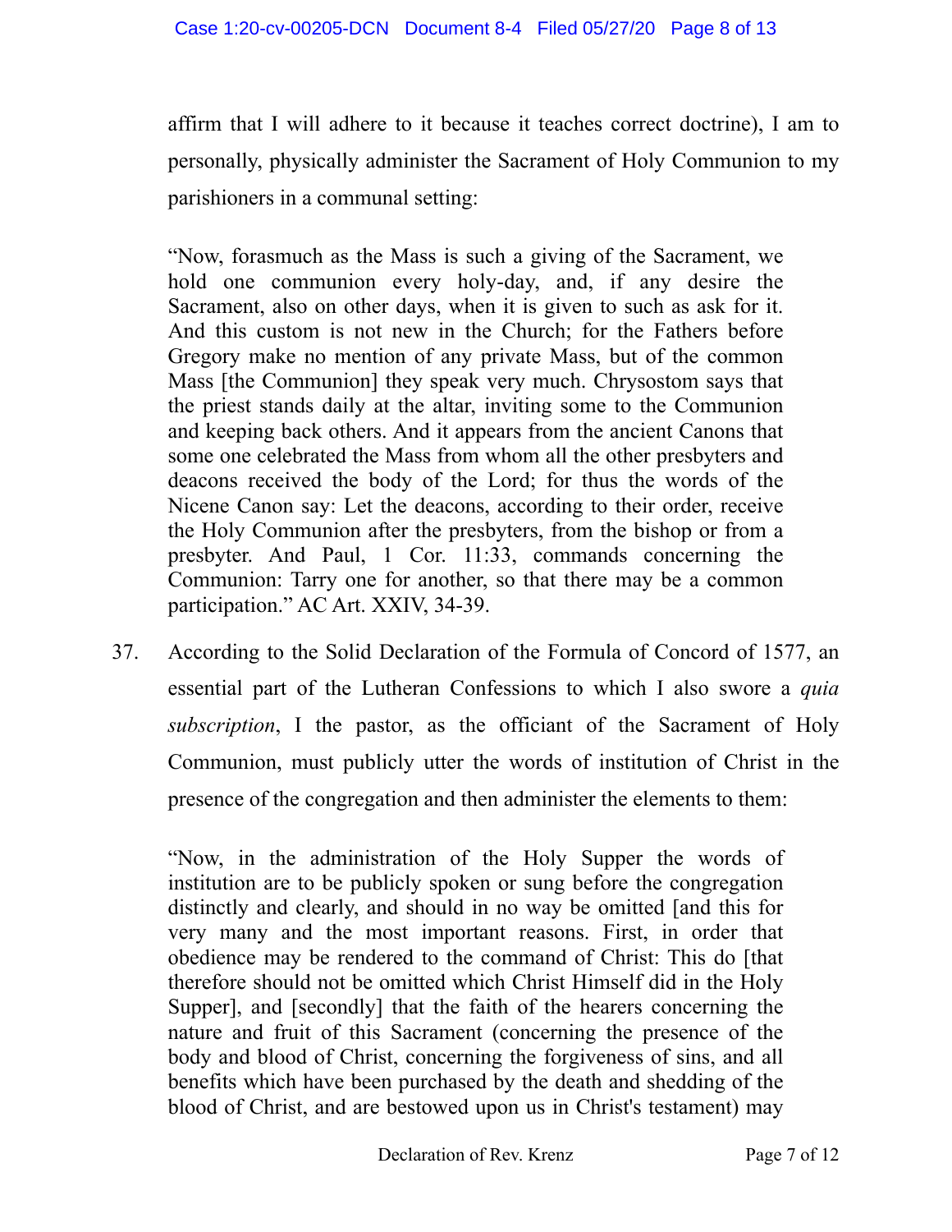affirm that I will adhere to it because it teaches correct doctrine), I am to personally, physically administer the Sacrament of Holy Communion to my parishioners in a communal setting:

> "Now, forasmuch as the Mass is such a giving of the Sacrament, we hold one communion every holy-day, and, if any desire the Sacrament, also on other days, when it is given to such as ask for it. And this custom is not new in the Church; for the Fathers before Gregory make no mention of any private Mass, but of the common Mass [the Communion] they speak very much. Chrysostom says that the priest stands daily at the altar, inviting some to the Communion and keeping back others. And it appears from the ancient Canons that some one celebrated the Mass from whom all the other presbyters and deacons received the body of the Lord; for thus the words of the Nicene Canon say: Let the deacons, according to their order, receive the Holy Communion after the presbyters, from the bishop or from a presbyter. And Paul, 1 Cor. 11:33, commands concerning the Communion: Tarry one for another, so that there may be a common participation." AC Art. XXIV, 34-39.

37. According to the Solid Declaration of the Formula of Concord of 1577, an essential part of the Lutheran Confessions to which I also swore a *quia subscription*, I the pastor, as the officiant of the Sacrament of Holy Communion, must publicly utter the words of institution of Christ in the presence of the congregation and then administer the elements to them:

> "Now, in the administration of the Holy Supper the words of institution are to be publicly spoken or sung before the congregation distinctly and clearly, and should in no way be omitted [and this for very many and the most important reasons. First, in order that obedience may be rendered to the command of Christ: This do [that therefore should not be omitted which Christ Himself did in the Holy Supper], and [secondly] that the faith of the hearers concerning the nature and fruit of this Sacrament (concerning the presence of the body and blood of Christ, concerning the forgiveness of sins, and all benefits which have been purchased by the death and shedding of the blood of Christ, and are bestowed upon us in Christ's testament) may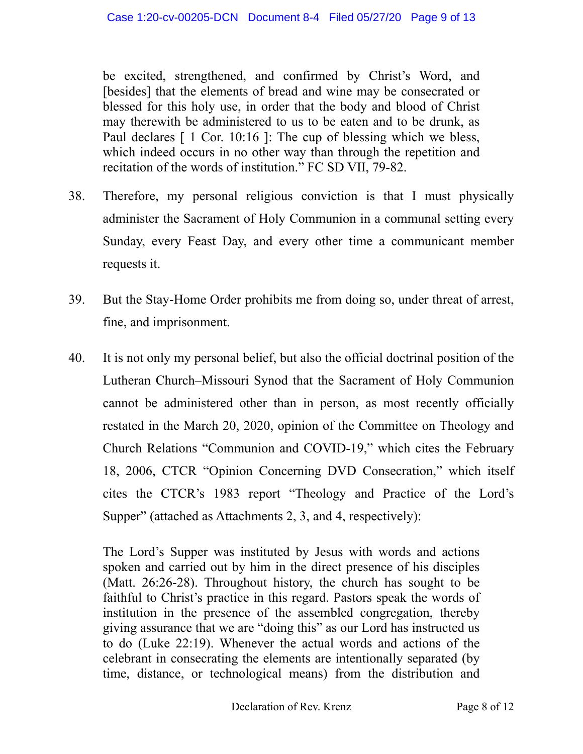> be excited, strengthened, and confirmed by Christ's Word, and [besides] that the elements of bread and wine may be consecrated or blessed for this holy use, in order that the body and blood of Christ may therewith be administered to us to be eaten and to be drunk, as Paul declares [ 1 Cor. 10:16 ]: The cup of blessing which we bless, which indeed occurs in no other way than through the repetition and recitation of the words of institution." FC SD VII, 79-82.

38. Therefore, my personal religious conviction is that I must physically administer the Sacrament of Holy Communion in a communal setting every Sunday, every Feast Day, and every other time a communicant member requests it.

39. But the Stay-Home Order prohibits me from doing so, under threat of arrest, fine, and imprisonment.

40. It is not only my personal belief, but also the official doctrinal position of the Lutheran Church–Missouri Synod that the Sacrament of Holy Communion cannot be administered other than in person, as most recently officially restated in the March 20, 2020, opinion of the Committee on Theology and Church Relations "Communion and COVID-19," which cites the February 18, 2006, CTCR "Opinion Concerning DVD Consecration," which itself cites the CTCR's 1983 report "Theology and Practice of the Lord's Supper" (attached as Attachments 2, 3, and 4, respectively):

> The Lord's Supper was instituted by Jesus with words and actions spoken and carried out by him in the direct presence of his disciples (Matt. 26:26-28). Throughout history, the church has sought to be faithful to Christ's practice in this regard. Pastors speak the words of institution in the presence of the assembled congregation, thereby giving assurance that we are "doing this" as our Lord has instructed us to do (Luke 22:19). Whenever the actual words and actions of the celebrant in consecrating the elements are intentionally separated (by time, distance, or technological means) from the distribution and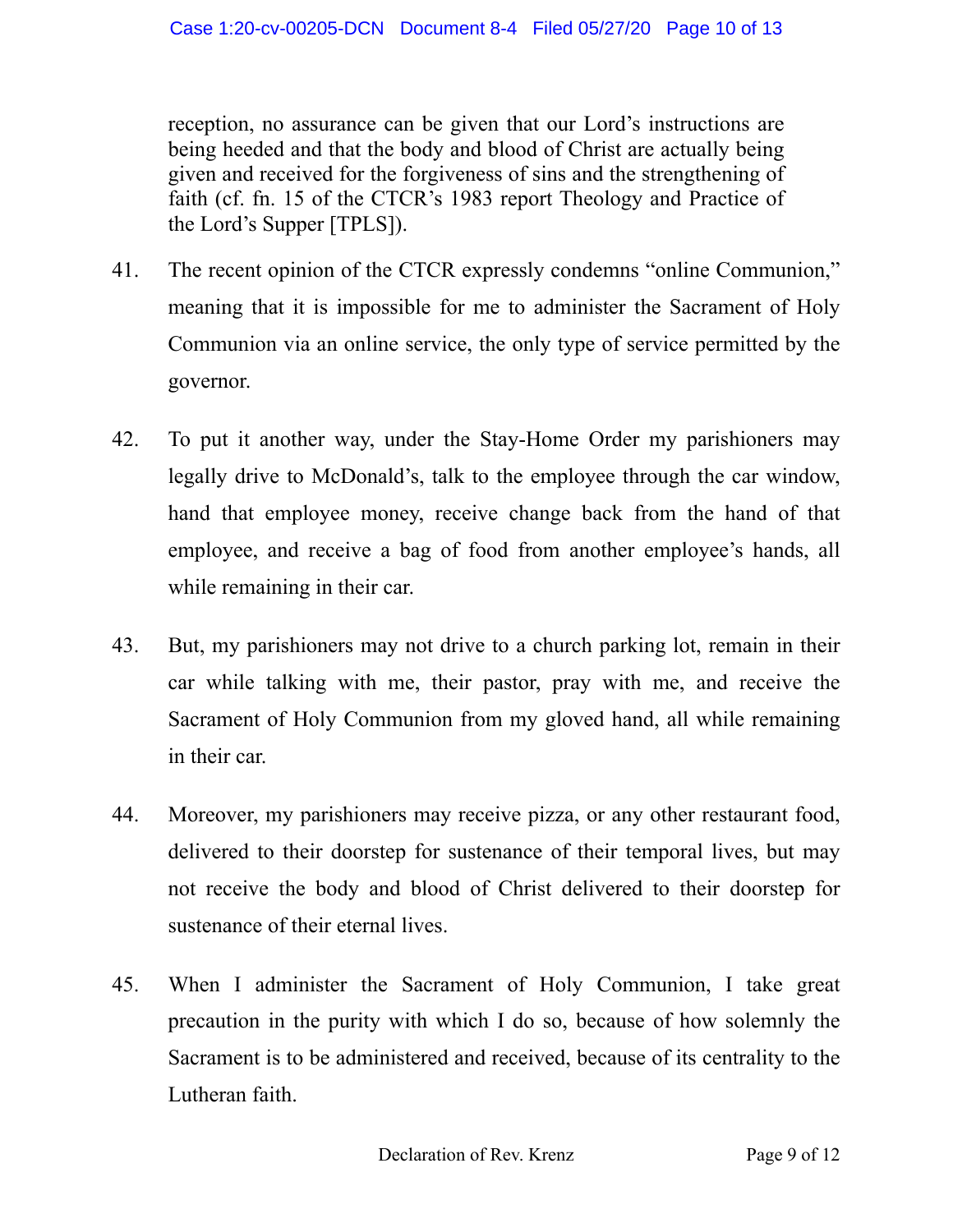reception, no assurance can be given that our Lord's instructions are being heeded and that the body and blood of Christ are actually being given and received for the forgiveness of sins and the strengthening of faith (cf. fn. 15 of the CTCR's 1983 report Theology and Practice of the Lord's Supper [TPLS]).

41. The recent opinion of the CTCR expressly condemns "online Communion," meaning that it is impossible for me to administer the Sacrament of Holy Communion via an online service, the only type of service permitted by the governor.

42. To put it another way, under the Stay-Home Order my parishioners may legally drive to McDonald's, talk to the employee through the car window, hand that employee money, receive change back from the hand of that employee, and receive a bag of food from another employee's hands, all while remaining in their car.

43. But, my parishioners may not drive to a church parking lot, remain in their car while talking with me, their pastor, pray with me, and receive the Sacrament of Holy Communion from my gloved hand, all while remaining in their car.

44. Moreover, my parishioners may receive pizza, or any other restaurant food, delivered to their doorstep for sustenance of their temporal lives, but may not receive the body and blood of Christ delivered to their doorstep for sustenance of their eternal lives.

45. When I administer the Sacrament of Holy Communion, I take great precaution in the purity with which I do so, because of how solemnly the Sacrament is to be administered and received, because of its centrality to the Lutheran faith.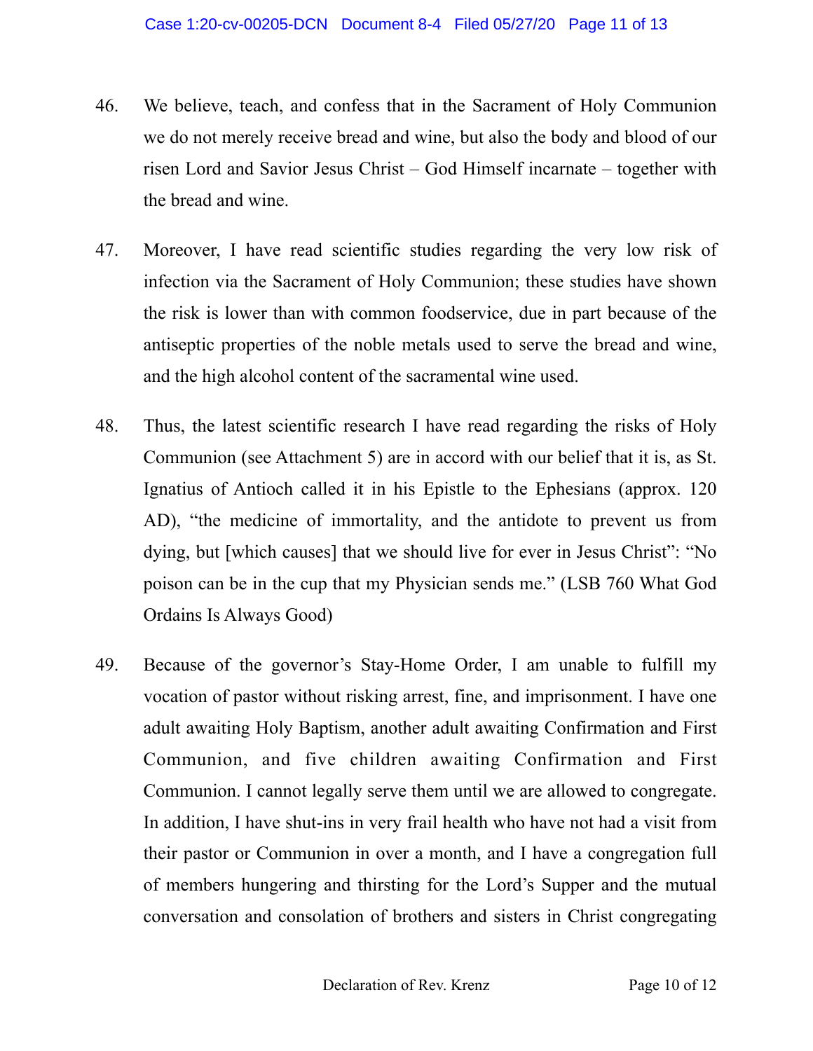46. We believe, teach, and confess that in the Sacrament of Holy Communion we do not merely receive bread and wine, but also the body and blood of our risen Lord and Savior Jesus Christ – God Himself incarnate – together with the bread and wine.

47. Moreover, I have read scientific studies regarding the very low risk of infection via the Sacrament of Holy Communion; these studies have shown the risk is lower than with common foodservice, due in part because of the antiseptic properties of the noble metals used to serve the bread and wine, and the high alcohol content of the sacramental wine used.

48. Thus, the latest scientific research I have read regarding the risks of Holy Communion (see Attachment 5) are in accord with our belief that it is, as St. Ignatius of Antioch called it in his Epistle to the Ephesians (approx. 120 AD), "the medicine of immortality, and the antidote to prevent us from dying, but [which causes] that we should live for ever in Jesus Christ": "No poison can be in the cup that my Physician sends me." (LSB 760 What God Ordains Is Always Good)

49. Because of the governor's Stay-Home Order, I am unable to fulfill my vocation of pastor without risking arrest, fine, and imprisonment. I have one adult awaiting Holy Baptism, another adult awaiting Confirmation and First Communion, and five children awaiting Confirmation and First Communion. I cannot legally serve them until we are allowed to congregate. In addition, I have shut-ins in very frail health who have not had a visit from their pastor or Communion in over a month, and I have a congregation full of members hungering and thirsting for the Lord's Supper and the mutual conversation and consolation of brothers and sisters in Christ congregating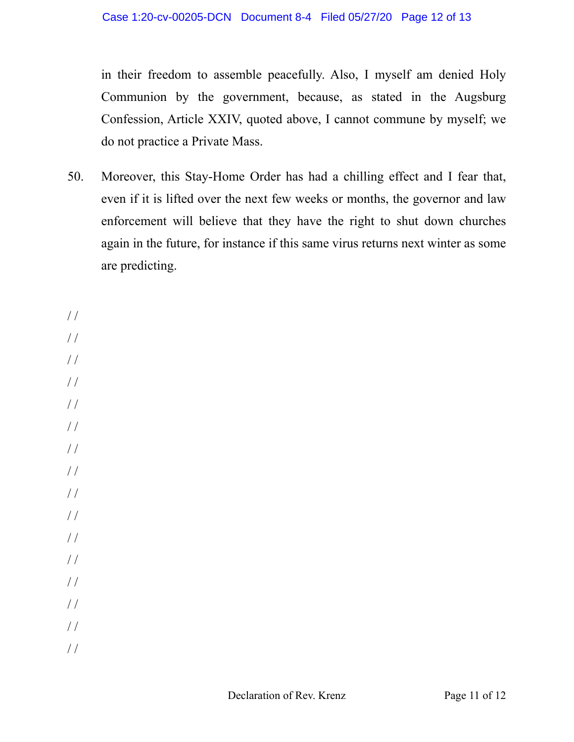in their freedom to assemble peacefully. Also, I myself am denied Holy Communion by the government, because, as stated in the Augsburg Confession, Article XXIV, quoted above, I cannot commune by myself; we do not practice a Private Mass.

50. Moreover, this Stay-Home Order has had a chilling effect and I fear that, even if it is lifted over the next few weeks or months, the governor and law enforcement will believe that they have the right to shut down churches again in the future, for instance if this same virus returns next winter as some are predicting.

/ /
/ /
/ /
/ /
/ /
/ /
/ /
/ /
/ /
/ /
/ /
/ /
/ /
/ /
/ /
/ /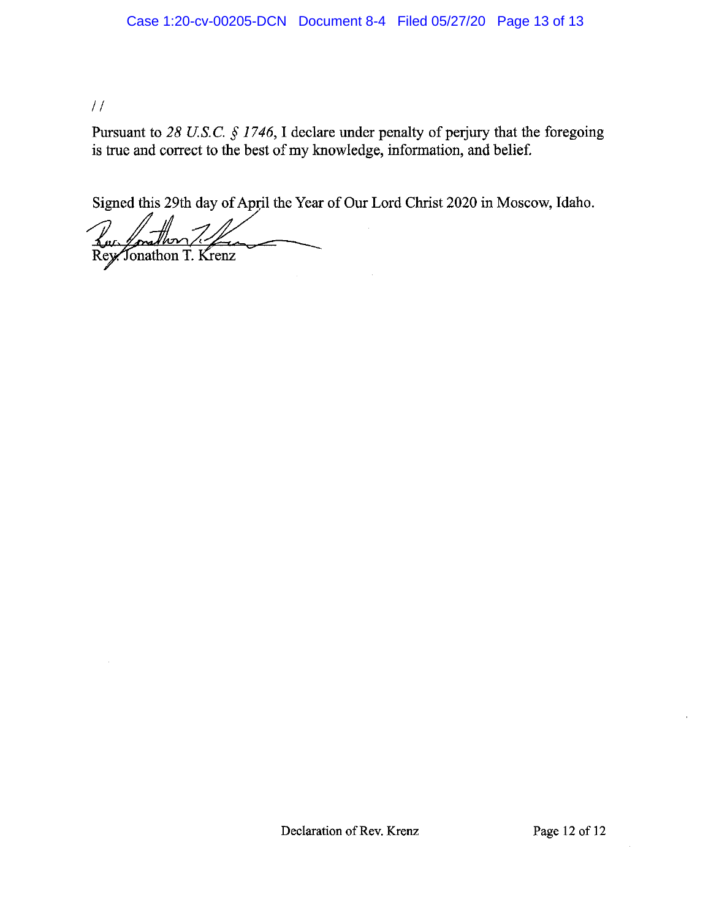//

Pursuant to *28 U.S.C. § 1746*, I declare under penalty of perjury that the foregoing is true and correct to the best of my knowledge, information, and belief.

Signed this 29th day of April the Year of Our Lord Christ 2020 in Moscow, Idaho.

Rev. Jonathon T. Krenz